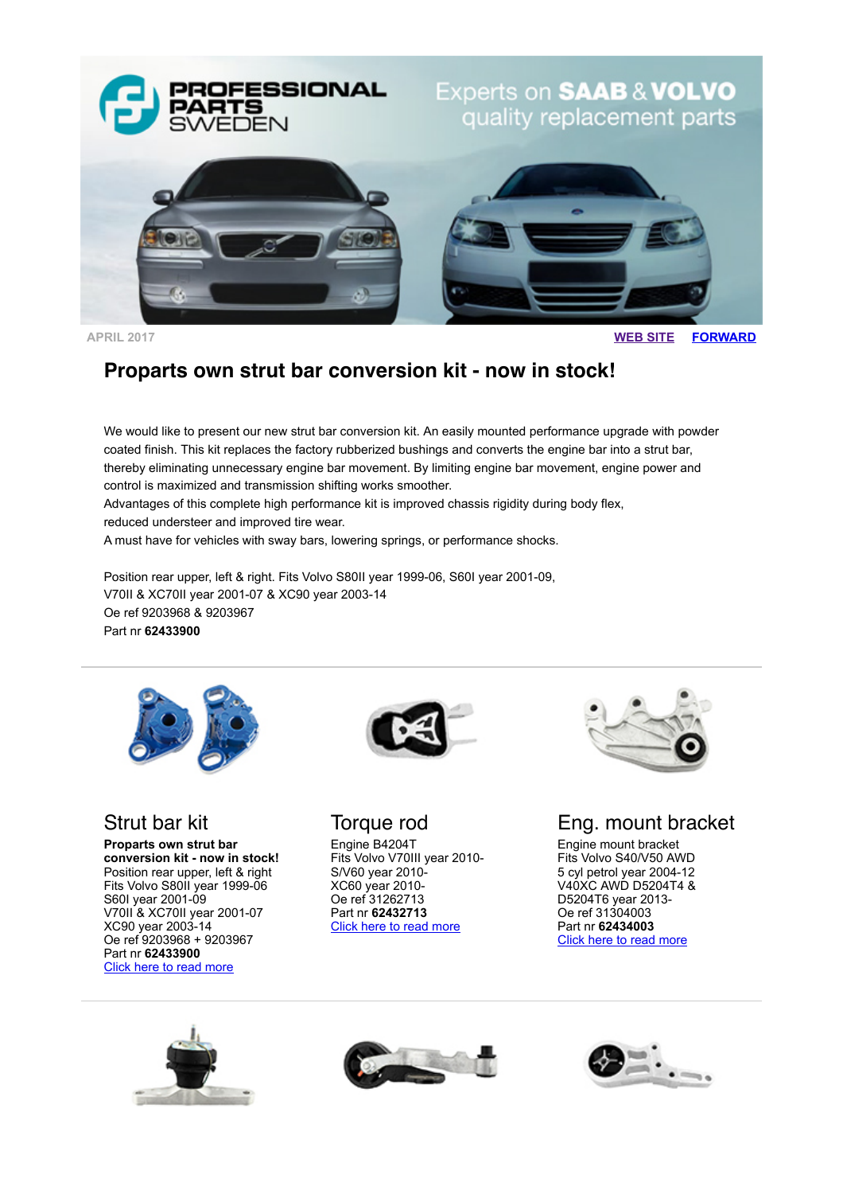APRIL 2017

WEB SITE FORWARD

# Proparts own strut bar conversion kit - now in stock!

We would like to present our new strut bar conversion kit. An easily mounted performance upgrade with powder coated finish. This kit replaces the factory rubberized bushings and converts the engine bar into a strut bar, thereby eliminating unnecessary engine bar movement. By limiting engine bar movement, engine power and control is maximized and transmission shifting works smoother.
Advantages of this complete high performance kit is improved chassis rigidity during body flex, reduced understeer and improved tire wear.
A must have for vehicles with sway bars, lowering springs, or performance shocks.

Position rear upper, left & right. Fits Volvo S80II year 1999-06, S60I year 2001-09, V70II & XC70II year 2001-07 & XC90 year 2003-14
Oe ref 9203968 & 9203967
Part nr **62433900**

---

## Strut bar kit

**Proparts own strut bar conversion kit - now in stock!**
Position rear upper, left & right
Fits Volvo S80II year 1999-06
S60I year 2001-09
V70II & XC70II year 2001-07
XC90 year 2003-14
Oe ref 9203968 + 9203967
Part nr **62433900**
Click here to read more

## Torque rod

Engine B4204T
Fits Volvo V70III year 2010-
S/V60 year 2010-
XC60 year 2010-
Oe ref 31262713
Part nr **62432713**
Click here to read more

## Eng. mount bracket

Engine mount bracket
Fits Volvo S40/V50 AWD
5 cyl petrol year 2004-12
V40XC AWD D5204T4 &
D5204T6 year 2013-
Oe ref 31304003
Part nr **62434003**
Click here to read more

---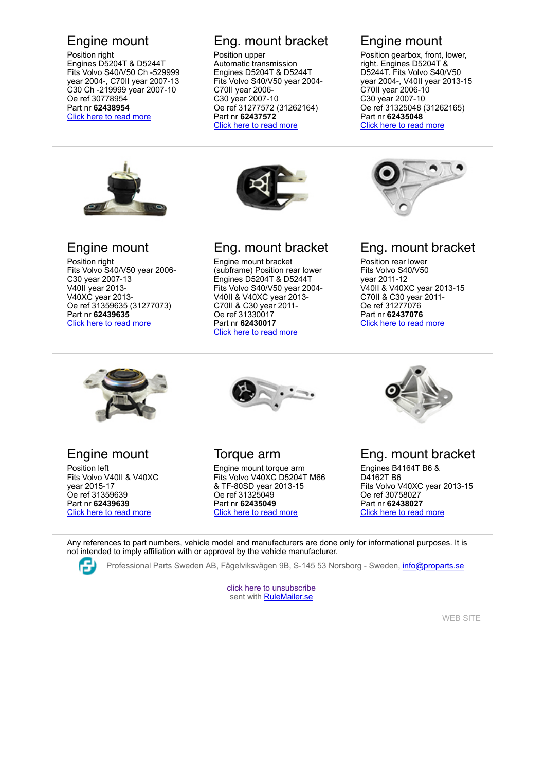## Engine mount

Position right
Engines D5204T & D5244T
Fits Volvo S40/V50 Ch -529999
year 2004-, C70II year 2007-13
C30 Ch -219999 year 2007-10
Oe ref 30778954
Part nr **62438954**
Click here to read more

## Eng. mount bracket

Position upper
Automatic transmission
Engines D5204T & D5244T
Fits Volvo S40/V50 year 2004-
C70II year 2006-
C30 year 2007-10
Oe ref 31277572 (31262164)
Part nr **62437572**
Click here to read more

## Engine mount

Position gearbox, front, lower, right. Engines D5204T & D5244T. Fits Volvo S40/V50
year 2004-, V40II year 2013-15
C70II year 2006-10
C30 year 2007-10
Oe ref 31325048 (31262165)
Part nr **62435048**
Click here to read more

---

## Engine mount

Position right
Fits Volvo S40/V50 year 2006-
C30 year 2007-13
V40II year 2013-
V40XC year 2013-
Oe ref 31359635 (31277073)
Part nr **62439635**
Click here to read more

## Eng. mount bracket

Engine mount bracket (subframe) Position rear lower
Engines D5204T & D5244T
Fits Volvo S40/V50 year 2004-
V40II & V40XC year 2013-
C70II & C30 year 2011-
Oe ref 31330017
Part nr **62430017**
Click here to read more

## Eng. mount bracket

Position rear lower
Fits Volvo S40/V50
year 2011-12
V40II & V40XC year 2013-15
C70II & C30 year 2011-
Oe ref 31277076
Part nr **62437076**
Click here to read more

---

## Engine mount

Position left
Fits Volvo V40II & V40XC
year 2015-17
Oe ref 31359639
Part nr **62439639**
Click here to read more

## Torque arm

Engine mount torque arm
Fits Volvo V40XC D5204T M66 & TF-80SD year 2013-15
Oe ref 31325049
Part nr **62435049**
Click here to read more

## Eng. mount bracket

Engines B4164T B6 & D4162T B6
Fits Volvo V40XC year 2013-15
Oe ref 30758027
Part nr **62438027**
Click here to read more

---

Any references to part numbers, vehicle model and manufacturers are done only for informational purposes. It is not intended to imply affiliation with or approval by the vehicle manufacturer.

Professional Parts Sweden AB, Fågelviksvägen 9B, S-145 53 Norsborg - Sweden, info@proparts.se

click here to unsubscribe
sent with RuleMailer.se

WEB SITE